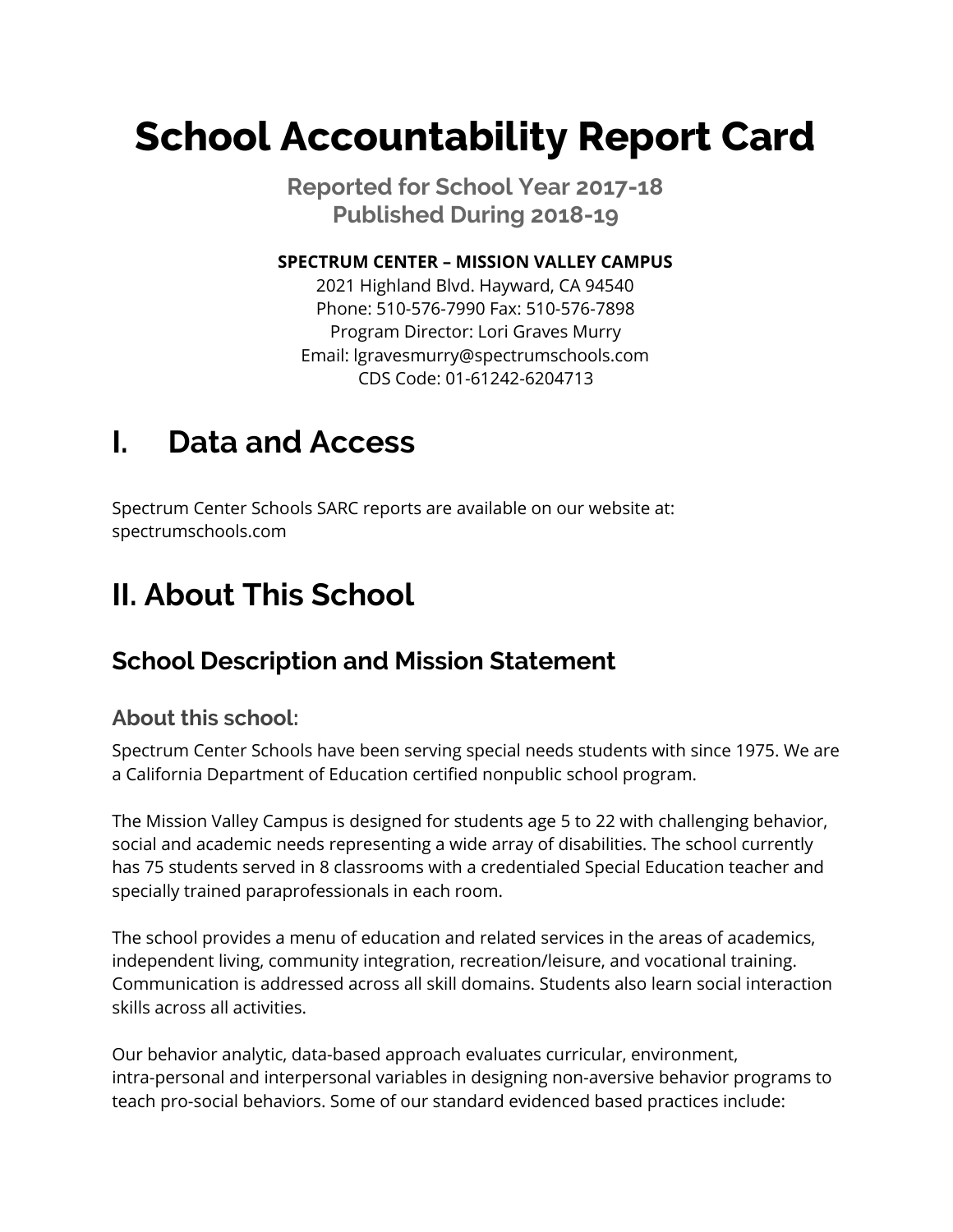# School Accountability Report Card

**Reported for School Year 2017-18**
**Published During 2018-19**

**SPECTRUM CENTER – MISSION VALLEY CAMPUS**
2021 Highland Blvd. Hayward, CA 94540
Phone: 510-576-7990 Fax: 510-576-7898
Program Director: Lori Graves Murry
Email: lgravesmurry@spectrumschools.com
CDS Code: 01-61242-6204713

# I. Data and Access

Spectrum Center Schools SARC reports are available on our website at: spectrumschools.com

# II. About This School

## School Description and Mission Statement

### About this school:

Spectrum Center Schools have been serving special needs students with since 1975. We are a California Department of Education certified nonpublic school program.

The Mission Valley Campus is designed for students age 5 to 22 with challenging behavior, social and academic needs representing a wide array of disabilities. The school currently has 75 students served in 8 classrooms with a credentialed Special Education teacher and specially trained paraprofessionals in each room.

The school provides a menu of education and related services in the areas of academics, independent living, community integration, recreation/leisure, and vocational training. Communication is addressed across all skill domains. Students also learn social interaction skills across all activities.

Our behavior analytic, data-based approach evaluates curricular, environment, intra-personal and interpersonal variables in designing non-aversive behavior programs to teach pro-social behaviors. Some of our standard evidenced based practices include: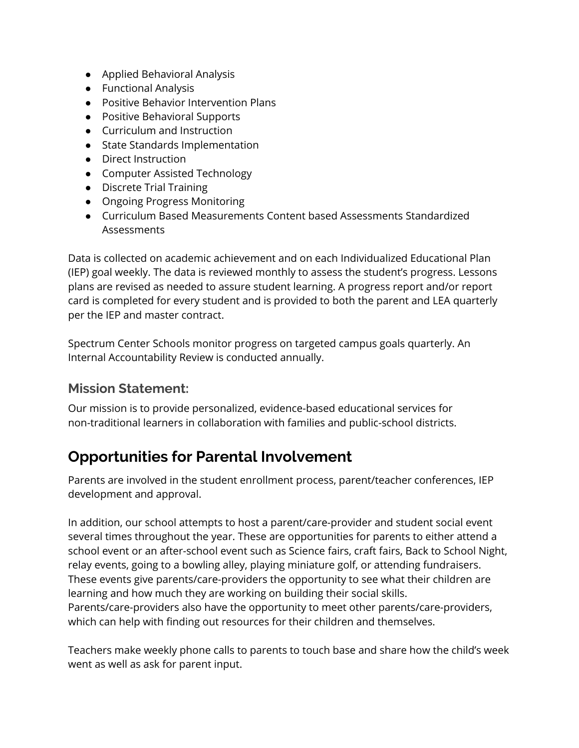- Applied Behavioral Analysis
- Functional Analysis
- Positive Behavior Intervention Plans
- Positive Behavioral Supports
- Curriculum and Instruction
- State Standards Implementation
- Direct Instruction
- Computer Assisted Technology
- Discrete Trial Training
- Ongoing Progress Monitoring
- Curriculum Based Measurements Content based Assessments Standardized Assessments

Data is collected on academic achievement and on each Individualized Educational Plan (IEP) goal weekly. The data is reviewed monthly to assess the student's progress. Lessons plans are revised as needed to assure student learning. A progress report and/or report card is completed for every student and is provided to both the parent and LEA quarterly per the IEP and master contract.

Spectrum Center Schools monitor progress on targeted campus goals quarterly. An Internal Accountability Review is conducted annually.

### Mission Statement:

Our mission is to provide personalized, evidence-based educational services for non-traditional learners in collaboration with families and public-school districts.

## Opportunities for Parental Involvement

Parents are involved in the student enrollment process, parent/teacher conferences, IEP development and approval.

In addition, our school attempts to host a parent/care-provider and student social event several times throughout the year. These are opportunities for parents to either attend a school event or an after-school event such as Science fairs, craft fairs, Back to School Night, relay events, going to a bowling alley, playing miniature golf, or attending fundraisers. These events give parents/care-providers the opportunity to see what their children are learning and how much they are working on building their social skills. Parents/care-providers also have the opportunity to meet other parents/care-providers, which can help with finding out resources for their children and themselves.

Teachers make weekly phone calls to parents to touch base and share how the child's week went as well as ask for parent input.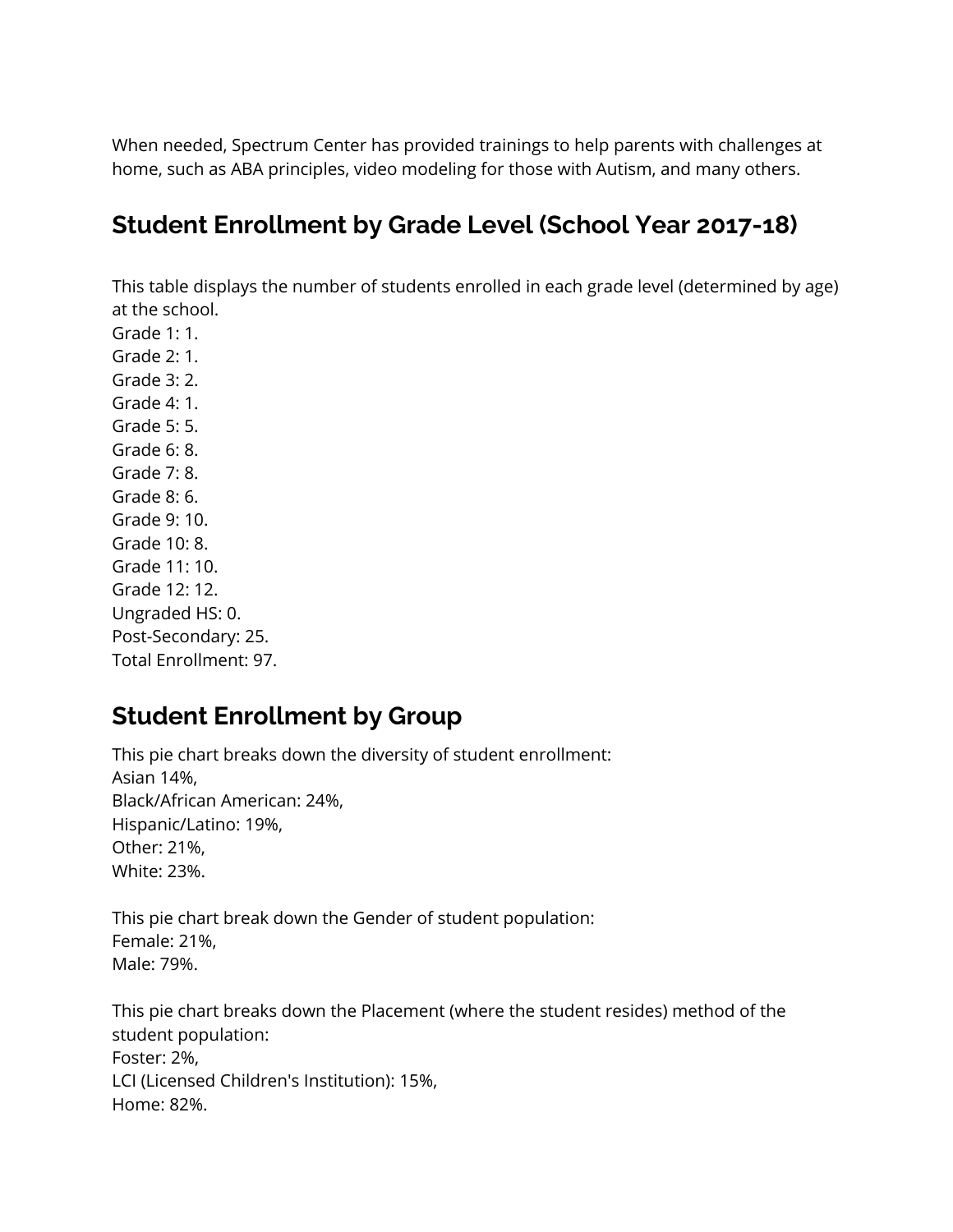When needed, Spectrum Center has provided trainings to help parents with challenges at home, such as ABA principles, video modeling for those with Autism, and many others.

## Student Enrollment by Grade Level (School Year 2017-18)

This table displays the number of students enrolled in each grade level (determined by age) at the school.
Grade 1: 1.
Grade 2: 1.
Grade 3: 2.
Grade 4: 1.
Grade 5: 5.
Grade 6: 8.
Grade 7: 8.
Grade 8: 6.
Grade 9: 10.
Grade 10: 8.
Grade 11: 10.
Grade 12: 12.
Ungraded HS: 0.
Post-Secondary: 25.
Total Enrollment: 97.

## Student Enrollment by Group

This pie chart breaks down the diversity of student enrollment:
Asian 14%,
Black/African American: 24%,
Hispanic/Latino: 19%,
Other: 21%,
White: 23%.

This pie chart break down the Gender of student population:
Female: 21%,
Male: 79%.

This pie chart breaks down the Placement (where the student resides) method of the student population:
Foster: 2%,
LCI (Licensed Children's Institution): 15%,
Home: 82%.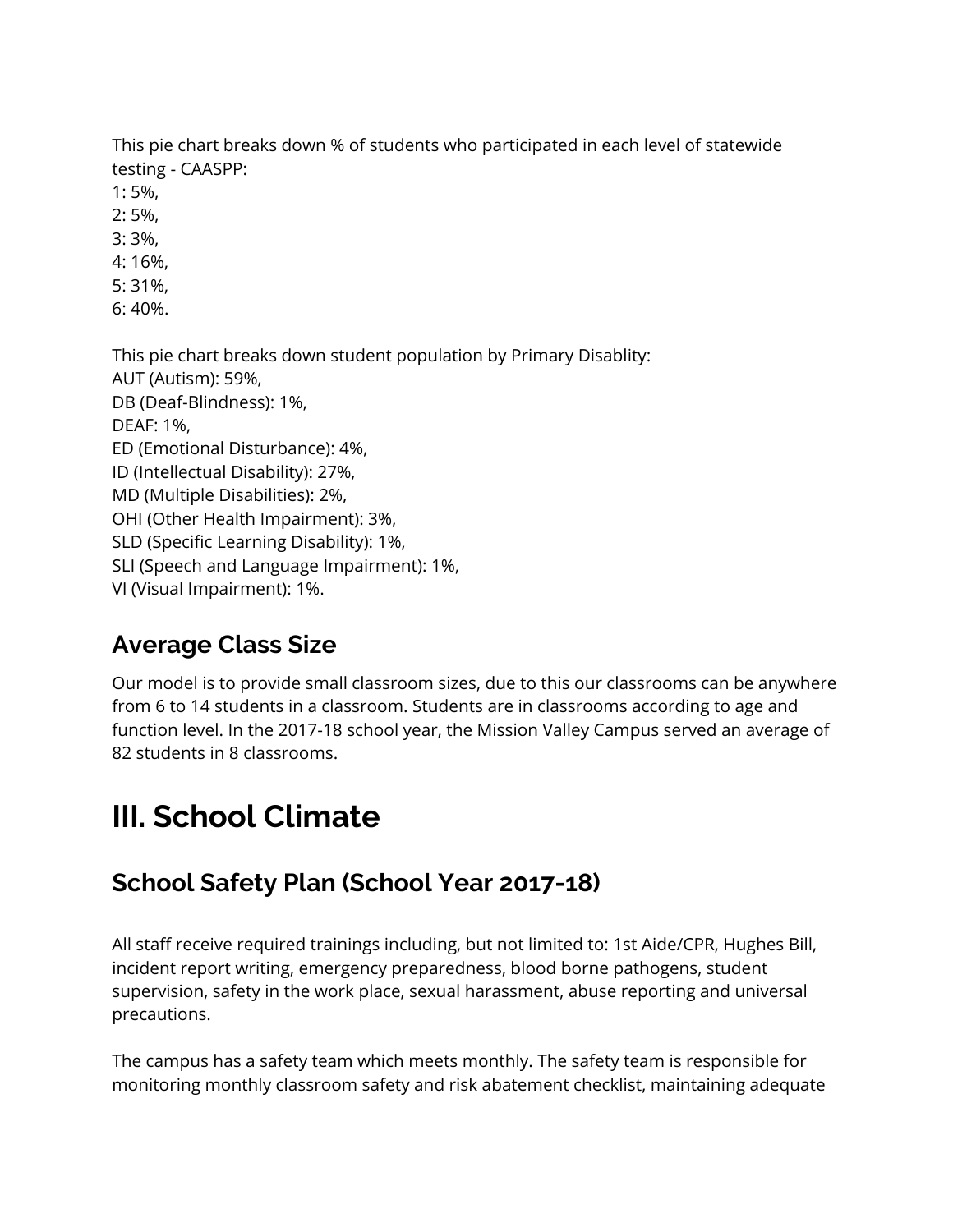This pie chart breaks down % of students who participated in each level of statewide testing - CAASPP:
1: 5%,
2: 5%,
3: 3%,
4: 16%,
5: 31%,
6: 40%.

This pie chart breaks down student population by Primary Disablity:
AUT (Autism): 59%,
DB (Deaf-Blindness): 1%,
DEAF: 1%,
ED (Emotional Disturbance): 4%,
ID (Intellectual Disability): 27%,
MD (Multiple Disabilities): 2%,
OHI (Other Health Impairment): 3%,
SLD (Specific Learning Disability): 1%,
SLI (Speech and Language Impairment): 1%,
VI (Visual Impairment): 1%.

## Average Class Size

Our model is to provide small classroom sizes, due to this our classrooms can be anywhere from 6 to 14 students in a classroom. Students are in classrooms according to age and function level. In the 2017-18 school year, the Mission Valley Campus served an average of 82 students in 8 classrooms.

# III. School Climate

## School Safety Plan (School Year 2017-18)

All staff receive required trainings including, but not limited to: 1st Aide/CPR, Hughes Bill, incident report writing, emergency preparedness, blood borne pathogens, student supervision, safety in the work place, sexual harassment, abuse reporting and universal precautions.

The campus has a safety team which meets monthly. The safety team is responsible for monitoring monthly classroom safety and risk abatement checklist, maintaining adequate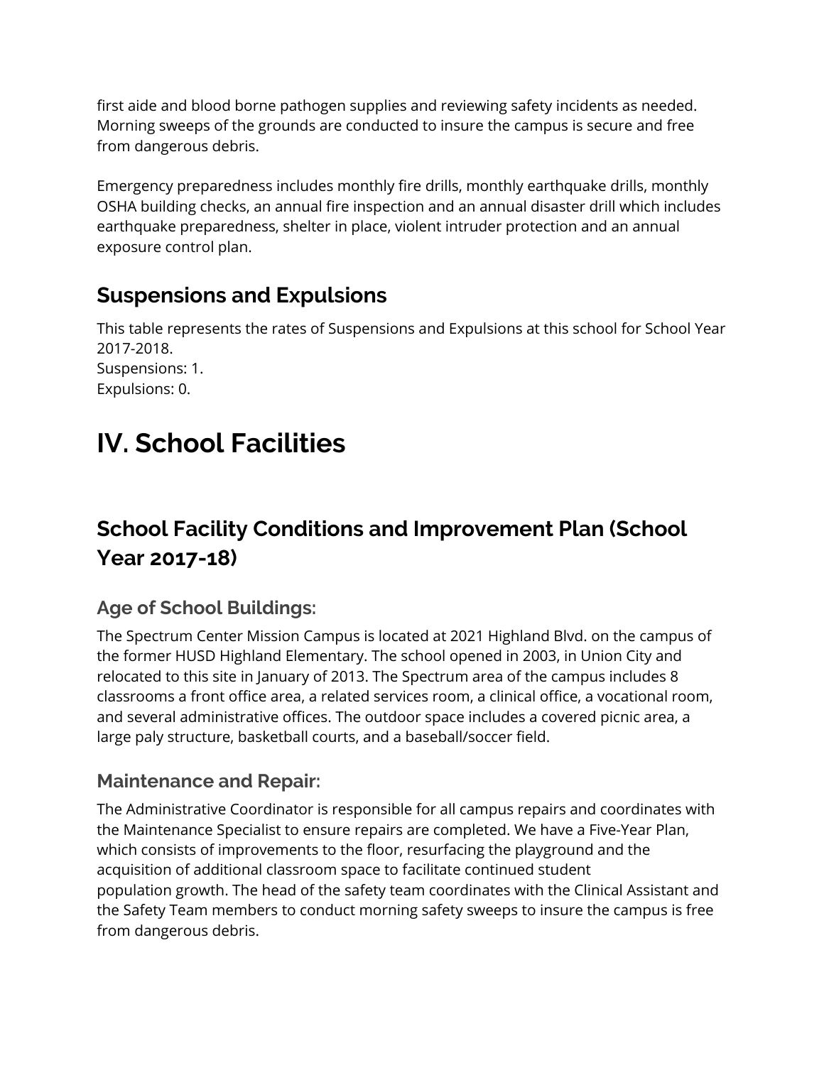first aide and blood borne pathogen supplies and reviewing safety incidents as needed. Morning sweeps of the grounds are conducted to insure the campus is secure and free from dangerous debris.

Emergency preparedness includes monthly fire drills, monthly earthquake drills, monthly OSHA building checks, an annual fire inspection and an annual disaster drill which includes earthquake preparedness, shelter in place, violent intruder protection and an annual exposure control plan.

## Suspensions and Expulsions

This table represents the rates of Suspensions and Expulsions at this school for School Year 2017-2018.
Suspensions: 1.
Expulsions: 0.

# IV. School Facilities

## School Facility Conditions and Improvement Plan (School Year 2017-18)

### Age of School Buildings:

The Spectrum Center Mission Campus is located at 2021 Highland Blvd. on the campus of the former HUSD Highland Elementary. The school opened in 2003, in Union City and relocated to this site in January of 2013. The Spectrum area of the campus includes 8 classrooms a front office area, a related services room, a clinical office, a vocational room, and several administrative offices. The outdoor space includes a covered picnic area, a large paly structure, basketball courts, and a baseball/soccer field.

### Maintenance and Repair:

The Administrative Coordinator is responsible for all campus repairs and coordinates with the Maintenance Specialist to ensure repairs are completed. We have a Five-Year Plan, which consists of improvements to the floor, resurfacing the playground and the acquisition of additional classroom space to facilitate continued student population growth. The head of the safety team coordinates with the Clinical Assistant and the Safety Team members to conduct morning safety sweeps to insure the campus is free from dangerous debris.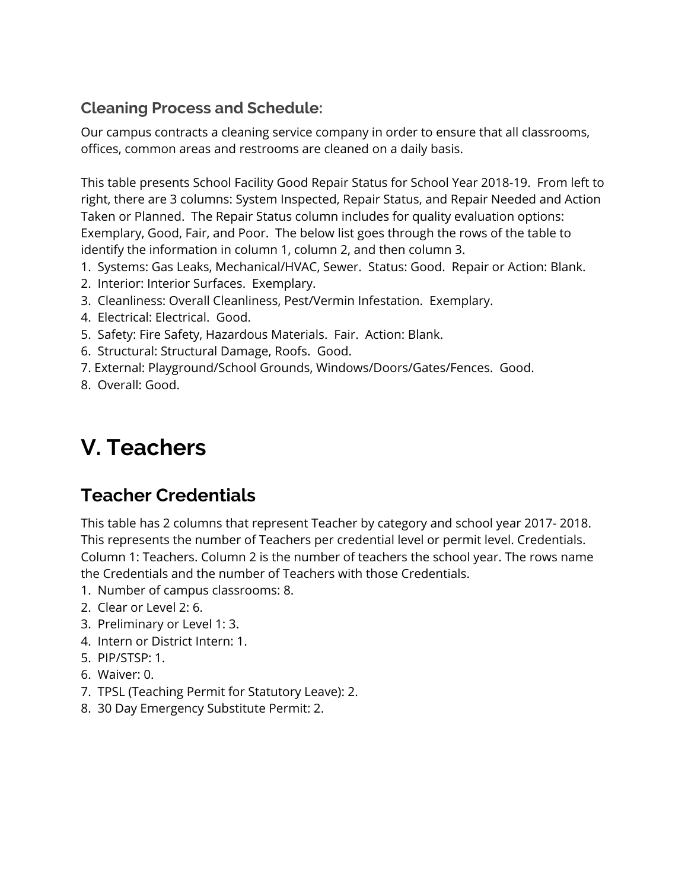### Cleaning Process and Schedule:

Our campus contracts a cleaning service company in order to ensure that all classrooms, offices, common areas and restrooms are cleaned on a daily basis.

This table presents School Facility Good Repair Status for School Year 2018-19. From left to right, there are 3 columns: System Inspected, Repair Status, and Repair Needed and Action Taken or Planned. The Repair Status column includes for quality evaluation options: Exemplary, Good, Fair, and Poor. The below list goes through the rows of the table to identify the information in column 1, column 2, and then column 3.

1. Systems: Gas Leaks, Mechanical/HVAC, Sewer. Status: Good. Repair or Action: Blank.
2. Interior: Interior Surfaces. Exemplary.
3. Cleanliness: Overall Cleanliness, Pest/Vermin Infestation. Exemplary.
4. Electrical: Electrical. Good.
5. Safety: Fire Safety, Hazardous Materials. Fair. Action: Blank.
6. Structural: Structural Damage, Roofs. Good.
7. External: Playground/School Grounds, Windows/Doors/Gates/Fences. Good.
8. Overall: Good.

# V. Teachers

## Teacher Credentials

This table has 2 columns that represent Teacher by category and school year 2017- 2018. This represents the number of Teachers per credential level or permit level. Credentials. Column 1: Teachers. Column 2 is the number of teachers the school year. The rows name the Credentials and the number of Teachers with those Credentials.

1. Number of campus classrooms: 8.
2. Clear or Level 2: 6.
3. Preliminary or Level 1: 3.
4. Intern or District Intern: 1.
5. PIP/STSP: 1.
6. Waiver: 0.
7. TPSL (Teaching Permit for Statutory Leave): 2.
8. 30 Day Emergency Substitute Permit: 2.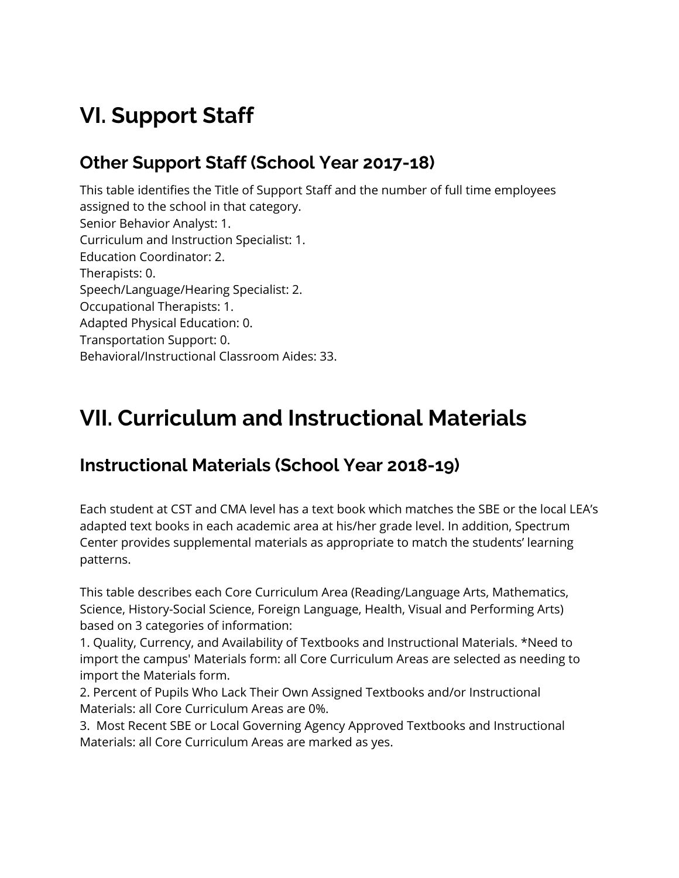# VI. Support Staff

## Other Support Staff (School Year 2017-18)

This table identifies the Title of Support Staff and the number of full time employees assigned to the school in that category.
Senior Behavior Analyst: 1.
Curriculum and Instruction Specialist: 1.
Education Coordinator: 2.
Therapists: 0.
Speech/Language/Hearing Specialist: 2.
Occupational Therapists: 1.
Adapted Physical Education: 0.
Transportation Support: 0.
Behavioral/Instructional Classroom Aides: 33.

# VII. Curriculum and Instructional Materials

## Instructional Materials (School Year 2018-19)

Each student at CST and CMA level has a text book which matches the SBE or the local LEA's adapted text books in each academic area at his/her grade level. In addition, Spectrum Center provides supplemental materials as appropriate to match the students' learning patterns.

This table describes each Core Curriculum Area (Reading/Language Arts, Mathematics, Science, History-Social Science, Foreign Language, Health, Visual and Performing Arts) based on 3 categories of information:
1. Quality, Currency, and Availability of Textbooks and Instructional Materials. *Need to import the campus' Materials form: all Core Curriculum Areas are selected as needing to import the Materials form.
2. Percent of Pupils Who Lack Their Own Assigned Textbooks and/or Instructional Materials: all Core Curriculum Areas are 0%.
3. Most Recent SBE or Local Governing Agency Approved Textbooks and Instructional Materials: all Core Curriculum Areas are marked as yes.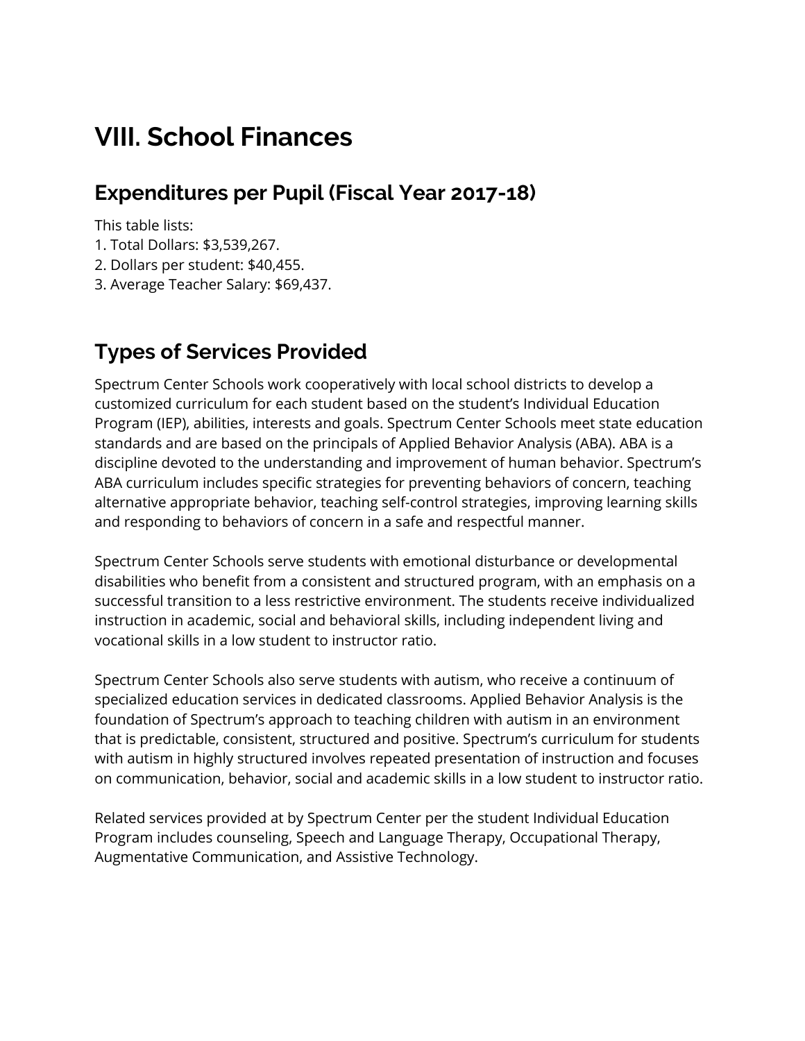# VIII. School Finances

## Expenditures per Pupil (Fiscal Year 2017-18)

This table lists:
1. Total Dollars: $3,539,267.
2. Dollars per student: $40,455.
3. Average Teacher Salary: $69,437.

## Types of Services Provided

Spectrum Center Schools work cooperatively with local school districts to develop a customized curriculum for each student based on the student's Individual Education Program (IEP), abilities, interests and goals. Spectrum Center Schools meet state education standards and are based on the principals of Applied Behavior Analysis (ABA). ABA is a discipline devoted to the understanding and improvement of human behavior. Spectrum's ABA curriculum includes specific strategies for preventing behaviors of concern, teaching alternative appropriate behavior, teaching self-control strategies, improving learning skills and responding to behaviors of concern in a safe and respectful manner.

Spectrum Center Schools serve students with emotional disturbance or developmental disabilities who benefit from a consistent and structured program, with an emphasis on a successful transition to a less restrictive environment. The students receive individualized instruction in academic, social and behavioral skills, including independent living and vocational skills in a low student to instructor ratio.

Spectrum Center Schools also serve students with autism, who receive a continuum of specialized education services in dedicated classrooms. Applied Behavior Analysis is the foundation of Spectrum's approach to teaching children with autism in an environment that is predictable, consistent, structured and positive. Spectrum's curriculum for students with autism in highly structured involves repeated presentation of instruction and focuses on communication, behavior, social and academic skills in a low student to instructor ratio.

Related services provided at by Spectrum Center per the student Individual Education Program includes counseling, Speech and Language Therapy, Occupational Therapy, Augmentative Communication, and Assistive Technology.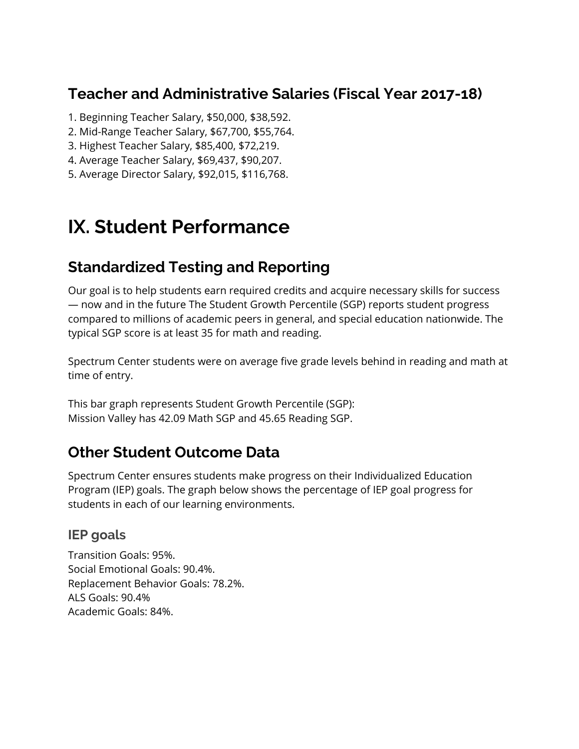## Teacher and Administrative Salaries (Fiscal Year 2017-18)

1. Beginning Teacher Salary, $50,000, $38,592.
2. Mid-Range Teacher Salary, $67,700, $55,764.
3. Highest Teacher Salary, $85,400, $72,219.
4. Average Teacher Salary, $69,437, $90,207.
5. Average Director Salary, $92,015, $116,768.

# IX. Student Performance

## Standardized Testing and Reporting

Our goal is to help students earn required credits and acquire necessary skills for success — now and in the future The Student Growth Percentile (SGP) reports student progress compared to millions of academic peers in general, and special education nationwide. The typical SGP score is at least 35 for math and reading.

Spectrum Center students were on average five grade levels behind in reading and math at time of entry.

This bar graph represents Student Growth Percentile (SGP):
Mission Valley has 42.09 Math SGP and 45.65 Reading SGP.

## Other Student Outcome Data

Spectrum Center ensures students make progress on their Individualized Education Program (IEP) goals. The graph below shows the percentage of IEP goal progress for students in each of our learning environments.

### IEP goals

Transition Goals: 95%.
Social Emotional Goals: 90.4%.
Replacement Behavior Goals: 78.2%.
ALS Goals: 90.4%
Academic Goals: 84%.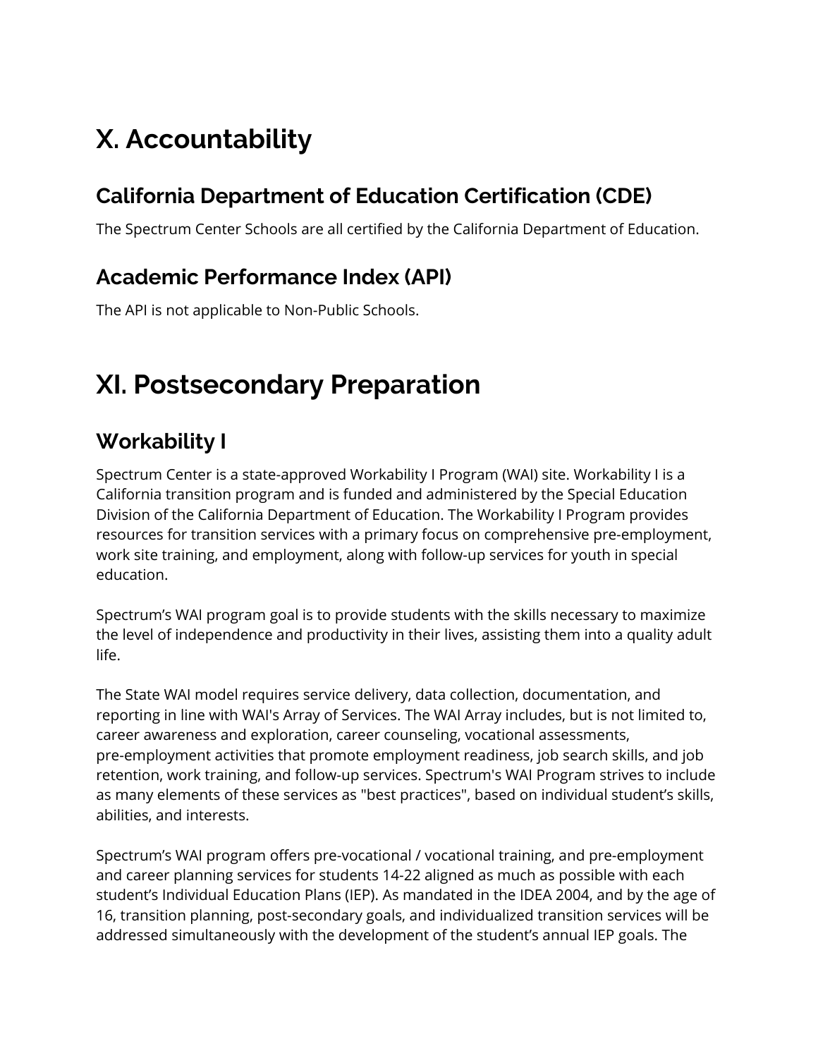# X. Accountability

## California Department of Education Certification (CDE)

The Spectrum Center Schools are all certified by the California Department of Education.

## Academic Performance Index (API)

The API is not applicable to Non-Public Schools.

# XI. Postsecondary Preparation

## Workability I

Spectrum Center is a state-approved Workability I Program (WAI) site. Workability I is a California transition program and is funded and administered by the Special Education Division of the California Department of Education. The Workability I Program provides resources for transition services with a primary focus on comprehensive pre-employment, work site training, and employment, along with follow-up services for youth in special education.

Spectrum's WAI program goal is to provide students with the skills necessary to maximize the level of independence and productivity in their lives, assisting them into a quality adult life.

The State WAI model requires service delivery, data collection, documentation, and reporting in line with WAI's Array of Services. The WAI Array includes, but is not limited to, career awareness and exploration, career counseling, vocational assessments, pre-employment activities that promote employment readiness, job search skills, and job retention, work training, and follow-up services. Spectrum's WAI Program strives to include as many elements of these services as "best practices", based on individual student's skills, abilities, and interests.

Spectrum's WAI program offers pre-vocational / vocational training, and pre-employment and career planning services for students 14-22 aligned as much as possible with each student's Individual Education Plans (IEP). As mandated in the IDEA 2004, and by the age of 16, transition planning, post-secondary goals, and individualized transition services will be addressed simultaneously with the development of the student's annual IEP goals. The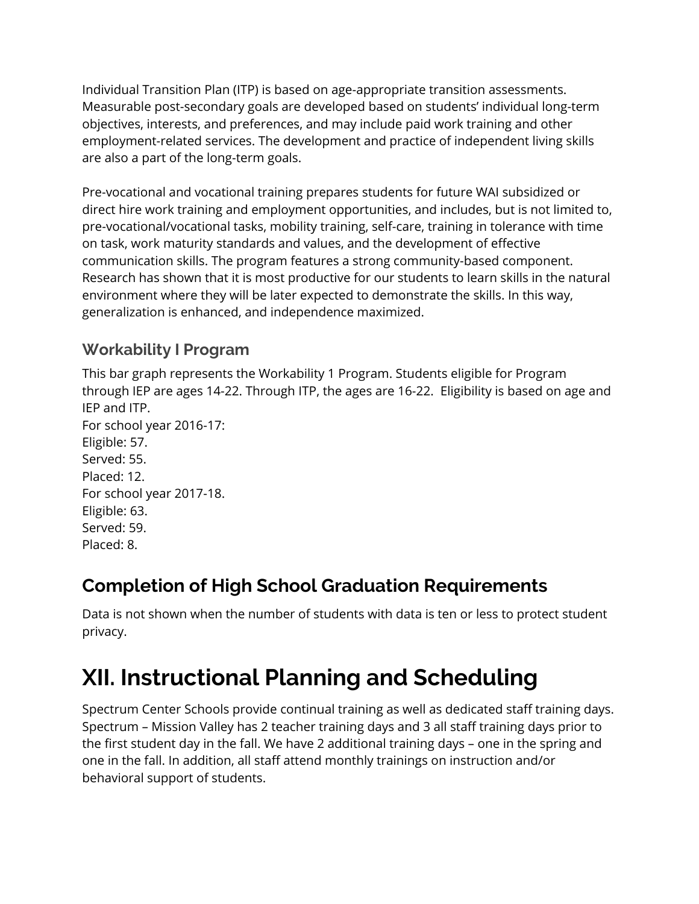Individual Transition Plan (ITP) is based on age-appropriate transition assessments. Measurable post-secondary goals are developed based on students' individual long-term objectives, interests, and preferences, and may include paid work training and other employment-related services. The development and practice of independent living skills are also a part of the long-term goals.

Pre-vocational and vocational training prepares students for future WAI subsidized or direct hire work training and employment opportunities, and includes, but is not limited to, pre-vocational/vocational tasks, mobility training, self-care, training in tolerance with time on task, work maturity standards and values, and the development of effective communication skills. The program features a strong community-based component. Research has shown that it is most productive for our students to learn skills in the natural environment where they will be later expected to demonstrate the skills. In this way, generalization is enhanced, and independence maximized.

### Workability I Program

This bar graph represents the Workability 1 Program. Students eligible for Program through IEP are ages 14-22. Through ITP, the ages are 16-22. Eligibility is based on age and IEP and ITP.
For school year 2016-17:
Eligible: 57.
Served: 55.
Placed: 12.
For school year 2017-18.
Eligible: 63.
Served: 59.
Placed: 8.

## Completion of High School Graduation Requirements

Data is not shown when the number of students with data is ten or less to protect student privacy.

# XII. Instructional Planning and Scheduling

Spectrum Center Schools provide continual training as well as dedicated staff training days. Spectrum – Mission Valley has 2 teacher training days and 3 all staff training days prior to the first student day in the fall. We have 2 additional training days – one in the spring and one in the fall. In addition, all staff attend monthly trainings on instruction and/or behavioral support of students.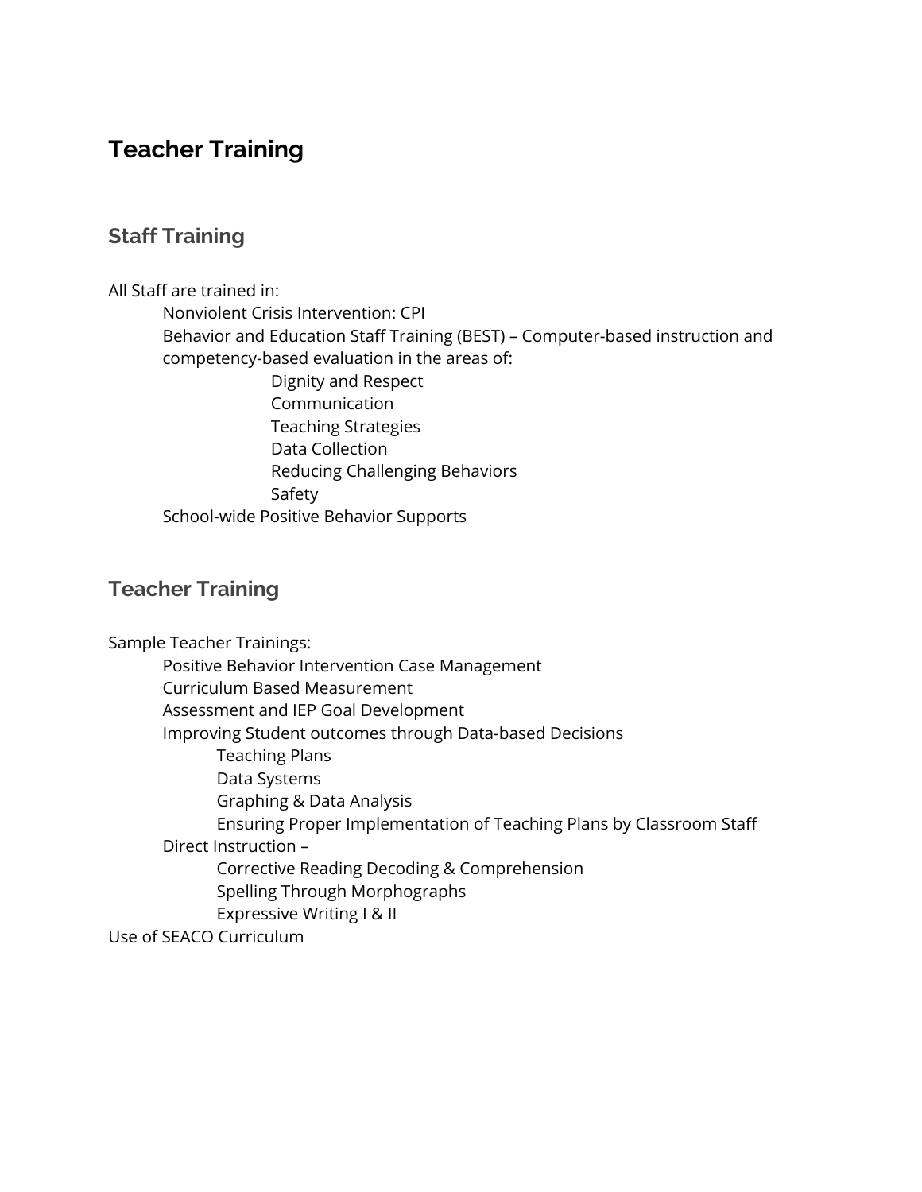# Teacher Training

## Staff Training

All Staff are trained in:

- Nonviolent Crisis Intervention: CPI
- Behavior and Education Staff Training (BEST) – Computer-based instruction and competency-based evaluation in the areas of:
  - Dignity and Respect
  - Communication
  - Teaching Strategies
  - Data Collection
  - Reducing Challenging Behaviors
  - Safety
- School-wide Positive Behavior Supports

## Teacher Training

Sample Teacher Trainings:

- Positive Behavior Intervention Case Management
- Curriculum Based Measurement
- Assessment and IEP Goal Development
- Improving Student outcomes through Data-based Decisions
  - Teaching Plans
  - Data Systems
  - Graphing & Data Analysis
  - Ensuring Proper Implementation of Teaching Plans by Classroom Staff
- Direct Instruction –
  - Corrective Reading Decoding & Comprehension
  - Spelling Through Morphographs
  - Expressive Writing I & II

Use of SEACO Curriculum